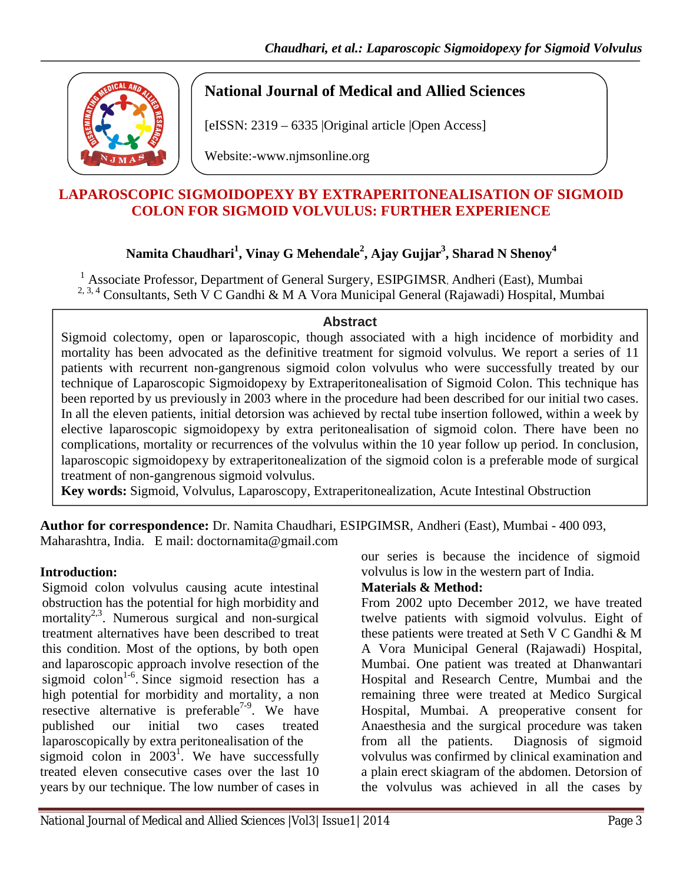National Journal of Medical and Allied Sciences

[eISSN: 2319 – 6335 |Original article |Open Access]

Website:-www.njmsonline.org

# LAPAROSCOPIC SIGMOIDOPEXY BY EXTRAPERITONEALISATION OF SIGMOID COLON FOR SIGMOID VOLVULUS: FURTHER EXPERIENCE

**Namita Chaudhari[1], Vinay G Mehendale[2], Ajay Gujjar[3], Sharad N Shenoy[4]**

[1] Associate Professor, Department of General Surgery, ESIPGIMSR, Andheri (East), Mumbai
[2, 3, 4] Consultants, Seth V C Gandhi & M A Vora Municipal General (Rajawadi) Hospital, Mumbai

## Abstract

Sigmoid colectomy, open or laparoscopic, though associated with a high incidence of morbidity and mortality has been advocated as the definitive treatment for sigmoid volvulus. We report a series of 11 patients with recurrent non-gangrenous sigmoid colon volvulus who were successfully treated by our technique of Laparoscopic Sigmoidopexy by Extraperitonealisation of Sigmoid Colon. This technique has been reported by us previously in 2003 where in the procedure had been described for our initial two cases. In all the eleven patients, initial detorsion was achieved by rectal tube insertion followed, within a week by elective laparoscopic sigmoidopexy by extra peritonealisation of sigmoid colon. There have been no complications, mortality or recurrences of the volvulus within the 10 year follow up period. In conclusion, laparoscopic sigmoidopexy by extraperitonealization of the sigmoid colon is a preferable mode of surgical treatment of non-gangrenous sigmoid volvulus.

**Key words:** Sigmoid, Volvulus, Laparoscopy, Extraperitonealization, Acute Intestinal Obstruction

**Author for correspondence:** Dr. Namita Chaudhari, ESIPGIMSR, Andheri (East), Mumbai - 400 093, Maharashtra, India. E mail: doctornamita@gmail.com

## Introduction:

Sigmoid colon volvulus causing acute intestinal obstruction has the potential for high morbidity and mortality[2,3]. Numerous surgical and non-surgical treatment alternatives have been described to treat this condition. Most of the options, by both open and laparoscopic approach involve resection of the sigmoid colon[1-6]. Since sigmoid resection has a high potential for morbidity and mortality, a non resective alternative is preferable[7-9]. We have published our initial two cases treated laparoscopically by extra peritonealisation of the sigmoid colon in 2003[1]. We have successfully treated eleven consecutive cases over the last 10 years by our technique. The low number of cases in our series is because the incidence of sigmoid volvulus is low in the western part of India.

## Materials & Method:

From 2002 upto December 2012, we have treated twelve patients with sigmoid volvulus. Eight of these patients were treated at Seth V C Gandhi & M A Vora Municipal General (Rajawadi) Hospital, Mumbai. One patient was treated at Dhanwantari Hospital and Research Centre, Mumbai and the remaining three were treated at Medico Surgical Hospital, Mumbai. A preoperative consent for Anaesthesia and the surgical procedure was taken from all the patients. Diagnosis of sigmoid volvulus was confirmed by clinical examination and a plain erect skiagram of the abdomen. Detorsion of the volvulus was achieved in all the cases by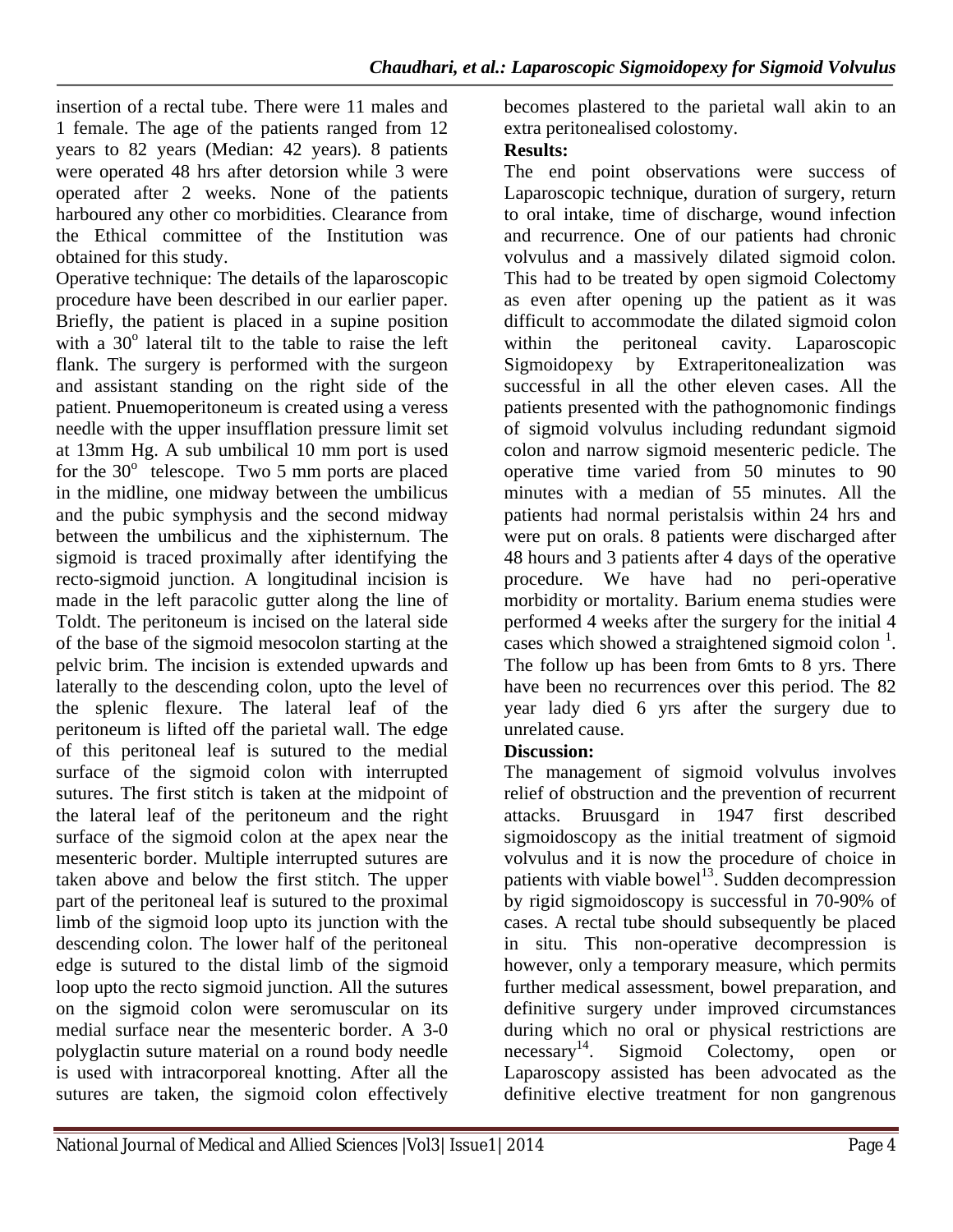insertion of a rectal tube. There were 11 males and 1 female. The age of the patients ranged from 12 years to 82 years (Median: 42 years). 8 patients were operated 48 hrs after detorsion while 3 were operated after 2 weeks. None of the patients harboured any other co morbidities. Clearance from the Ethical committee of the Institution was obtained for this study.

Operative technique: The details of the laparoscopic procedure have been described in our earlier paper. Briefly, the patient is placed in a supine position with a $30^o$ lateral tilt to the table to raise the left flank. The surgery is performed with the surgeon and assistant standing on the right side of the patient. Pnuemoperitoneum is created using a veress needle with the upper insufflation pressure limit set at 13mm Hg. A sub umbilical 10 mm port is used for the $30^o$ telescope. Two 5 mm ports are placed in the midline, one midway between the umbilicus and the pubic symphysis and the second midway between the umbilicus and the xiphisternum. The sigmoid is traced proximally after identifying the recto-sigmoid junction. A longitudinal incision is made in the left paracolic gutter along the line of Toldt. The peritoneum is incised on the lateral side of the base of the sigmoid mesocolon starting at the pelvic brim. The incision is extended upwards and laterally to the descending colon, upto the level of the splenic flexure. The lateral leaf of the peritoneum is lifted off the parietal wall. The edge of this peritoneal leaf is sutured to the medial surface of the sigmoid colon with interrupted sutures. The first stitch is taken at the midpoint of the lateral leaf of the peritoneum and the right surface of the sigmoid colon at the apex near the mesenteric border. Multiple interrupted sutures are taken above and below the first stitch. The upper part of the peritoneal leaf is sutured to the proximal limb of the sigmoid loop upto its junction with the descending colon. The lower half of the peritoneal edge is sutured to the distal limb of the sigmoid loop upto the recto sigmoid junction. All the sutures on the sigmoid colon were seromuscular on its medial surface near the mesenteric border. A 3-0 polyglactin suture material on a round body needle is used with intracorporeal knotting. After all the sutures are taken, the sigmoid colon effectively becomes plastered to the parietal wall akin to an extra peritonealised colostomy.

**Results:**

The end point observations were success of Laparoscopic technique, duration of surgery, return to oral intake, time of discharge, wound infection and recurrence. One of our patients had chronic volvulus and a massively dilated sigmoid colon. This had to be treated by open sigmoid Colectomy as even after opening up the patient as it was difficult to accommodate the dilated sigmoid colon within the peritoneal cavity. Laparoscopic Sigmoidopexy by Extraperitonealization was successful in all the other eleven cases. All the patients presented with the pathognomonic findings of sigmoid volvulus including redundant sigmoid colon and narrow sigmoid mesenteric pedicle. The operative time varied from 50 minutes to 90 minutes with a median of 55 minutes. All the patients had normal peristalsis within 24 hrs and were put on orals. 8 patients were discharged after 48 hours and 3 patients after 4 days of the operative procedure. We have had no peri-operative morbidity or mortality. Barium enema studies were performed 4 weeks after the surgery for the initial 4 cases which showed a straightened sigmoid colon [1]. The follow up has been from 6mts to 8 yrs. There have been no recurrences over this period. The 82 year lady died 6 yrs after the surgery due to unrelated cause.

**Discussion:**

The management of sigmoid volvulus involves relief of obstruction and the prevention of recurrent attacks. Bruusgard in 1947 first described sigmoidoscopy as the initial treatment of sigmoid volvulus and it is now the procedure of choice in patients with viable bowel[13]. Sudden decompression by rigid sigmoidoscopy is successful in 70-90% of cases. A rectal tube should subsequently be placed in situ. This non-operative decompression is however, only a temporary measure, which permits further medical assessment, bowel preparation, and definitive surgery under improved circumstances during which no oral or physical restrictions are necessary[14]. Sigmoid Colectomy, open or Laparoscopy assisted has been advocated as the definitive elective treatment for non gangrenous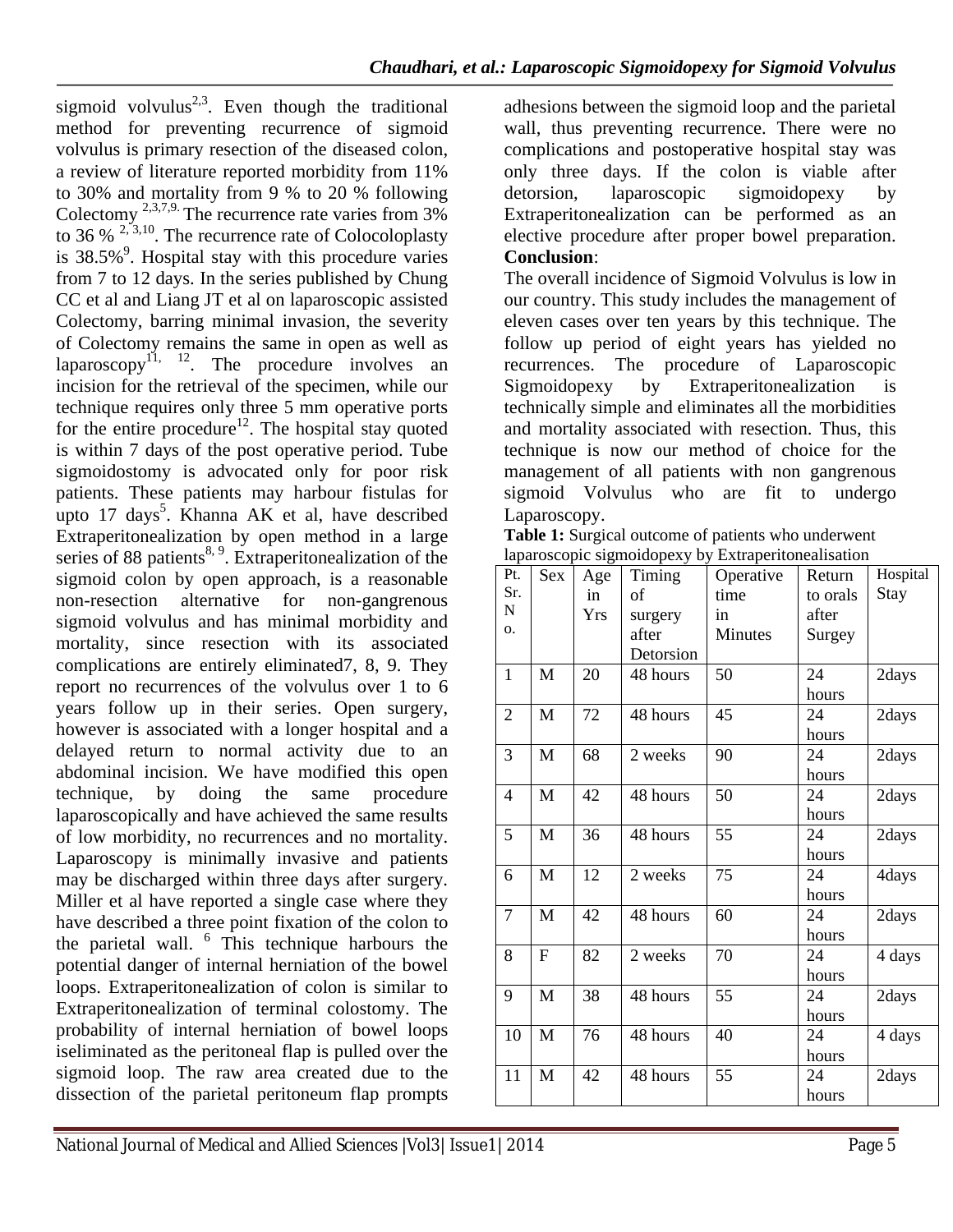sigmoid volvulus[2,3]. Even though the traditional method for preventing recurrence of sigmoid volvulus is primary resection of the diseased colon, a review of literature reported morbidity from 11% to 30% and mortality from 9 % to 20 % following Colectomy [2,3,7,9.] The recurrence rate varies from 3% to 36 % [2, 3,10]. The recurrence rate of Colocoloplasty is 38.5%[9]. Hospital stay with this procedure varies from 7 to 12 days. In the series published by Chung CC et al and Liang JT et al on laparoscopic assisted Colectomy, barring minimal invasion, the severity of Colectomy remains the same in open as well as laparoscopy[11, 12]. The procedure involves an incision for the retrieval of the specimen, while our technique requires only three 5 mm operative ports for the entire procedure[12]. The hospital stay quoted is within 7 days of the post operative period. Tube sigmoidostomy is advocated only for poor risk patients. These patients may harbour fistulas for upto 17 days[5]. Khanna AK et al, have described Extraperitonealization by open method in a large series of 88 patients[8, 9]. Extraperitonealization of the sigmoid colon by open approach, is a reasonable non-resection alternative for non-gangrenous sigmoid volvulus and has minimal morbidity and mortality, since resection with its associated complications are entirely eliminated7, 8, 9. They report no recurrences of the volvulus over 1 to 6 years follow up in their series. Open surgery, however is associated with a longer hospital and a delayed return to normal activity due to an abdominal incision. We have modified this open technique, by doing the same procedure laparoscopically and have achieved the same results of low morbidity, no recurrences and no mortality. Laparoscopy is minimally invasive and patients may be discharged within three days after surgery. Miller et al have reported a single case where they have described a three point fixation of the colon to the parietal wall. [6] This technique harbours the potential danger of internal herniation of the bowel loops. Extraperitonealization of colon is similar to Extraperitonealization of terminal colostomy. The probability of internal herniation of bowel loops iseliminated as the peritoneal flap is pulled over the sigmoid loop. The raw area created due to the dissection of the parietal peritoneum flap prompts adhesions between the sigmoid loop and the parietal wall, thus preventing recurrence. There were no complications and postoperative hospital stay was only three days. If the colon is viable after detorsion, laparoscopic sigmoidopexy by Extraperitonealization can be performed as an elective procedure after proper bowel preparation.

**Conclusion**:

The overall incidence of Sigmoid Volvulus is low in our country. This study includes the management of eleven cases over ten years by this technique. The follow up period of eight years has yielded no recurrences. The procedure of Laparoscopic Sigmoidopexy by Extraperitonealization is technically simple and eliminates all the morbidities and mortality associated with resection. Thus, this technique is now our method of choice for the management of all patients with non gangrenous sigmoid Volvulus who are fit to undergo Laparoscopy.

**Table 1:** Surgical outcome of patients who underwent laparoscopic sigmoidopexy by Extraperitonealisation

| Pt. Sr. No. | Sex | Age in Yrs | Timing of surgery after Detorsion | Operative time in Minutes | Return to orals after Surgey | Hospital Stay |
|---|---|---|---|---|---|---|
| 1 | M | 20 | 48 hours | 50 | 24 hours | 2days |
| 2 | M | 72 | 48 hours | 45 | 24 hours | 2days |
| 3 | M | 68 | 2 weeks | 90 | 24 hours | 2days |
| 4 | M | 42 | 48 hours | 50 | 24 hours | 2days |
| 5 | M | 36 | 48 hours | 55 | 24 hours | 2days |
| 6 | M | 12 | 2 weeks | 75 | 24 hours | 4days |
| 7 | M | 42 | 48 hours | 60 | 24 hours | 2days |
| 8 | F | 82 | 2 weeks | 70 | 24 hours | 4 days |
| 9 | M | 38 | 48 hours | 55 | 24 hours | 2days |
| 10 | M | 76 | 48 hours | 40 | 24 hours | 4 days |
| 11 | M | 42 | 48 hours | 55 | 24 hours | 2days |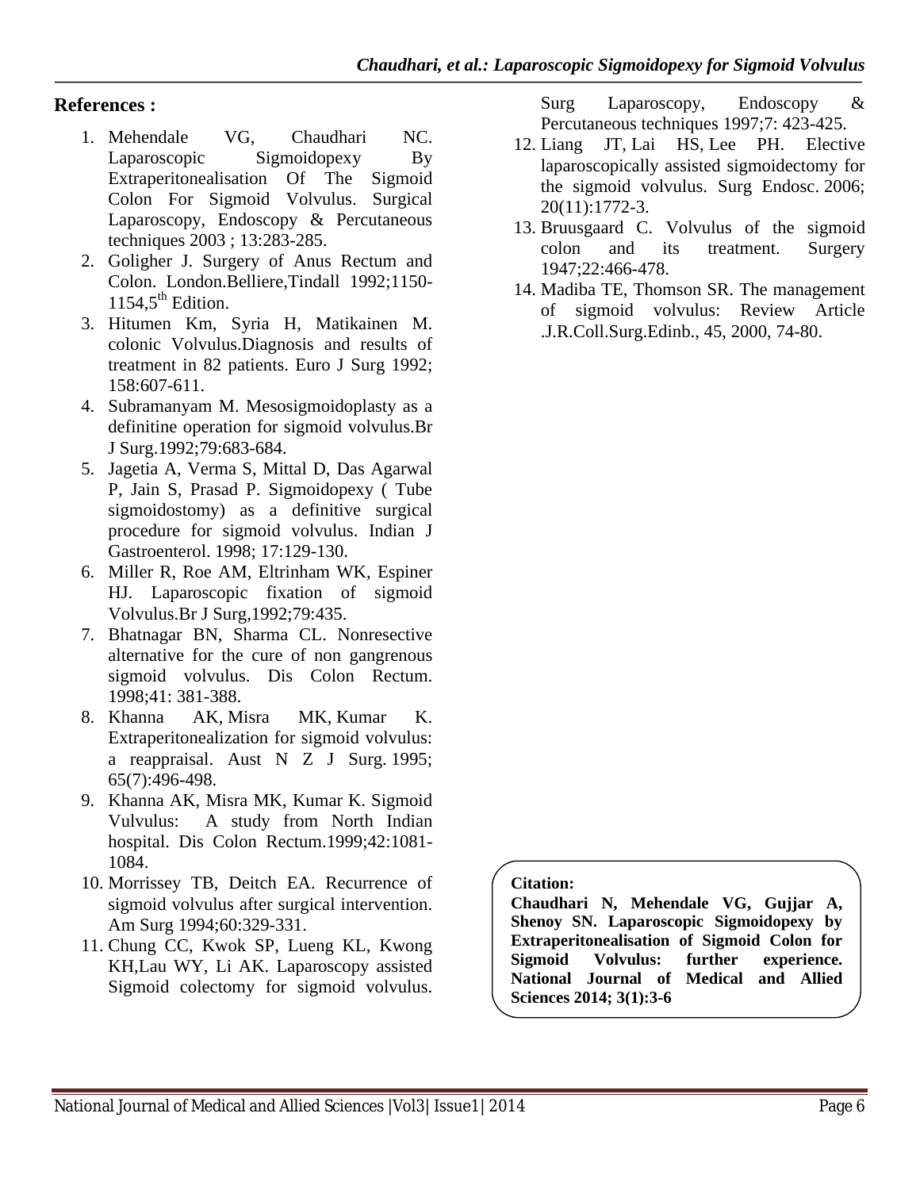## References :

1. Mehendale VG, Chaudhari NC. Laparoscopic Sigmoidopexy By Extraperitonealisation Of The Sigmoid Colon For Sigmoid Volvulus. Surgical Laparoscopy, Endoscopy & Percutaneous techniques 2003 ; 13:283-285.
2. Goligher J. Surgery of Anus Rectum and Colon. London.Belliere,Tindall 1992;1150-1154,5th Edition.
3. Hitumen Km, Syria H, Matikainen M. colonic Volvulus.Diagnosis and results of treatment in 82 patients. Euro J Surg 1992; 158:607-611.
4. Subramanyam M. Mesosigmoidoplasty as a definitine operation for sigmoid volvulus.Br J Surg.1992;79:683-684.
5. Jagetia A, Verma S, Mittal D, Das Agarwal P, Jain S, Prasad P. Sigmoidopexy ( Tube sigmoidostomy) as a definitive surgical procedure for sigmoid volvulus. Indian J Gastroenterol. 1998; 17:129-130.
6. Miller R, Roe AM, Eltrinham WK, Espiner HJ. Laparoscopic fixation of sigmoid Volvulus.Br J Surg,1992;79:435.
7. Bhatnagar BN, Sharma CL. Nonresective alternative for the cure of non gangrenous sigmoid volvulus. Dis Colon Rectum. 1998;41: 381-388.
8. Khanna AK, Misra MK, Kumar K. Extraperitonealization for sigmoid volvulus: a reappraisal. Aust N Z J Surg. 1995; 65(7):496-498.
9. Khanna AK, Misra MK, Kumar K. Sigmoid Vulvulus: A study from North Indian hospital. Dis Colon Rectum.1999;42:1081-1084.
10. Morrissey TB, Deitch EA. Recurrence of sigmoid volvulus after surgical intervention. Am Surg 1994;60:329-331.
11. Chung CC, Kwok SP, Lueng KL, Kwong KH,Lau WY, Li AK. Laparoscopy assisted Sigmoid colectomy for sigmoid volvulus. Surg Laparoscopy, Endoscopy & Percutaneous techniques 1997;7: 423-425.
12. Liang JT, Lai HS, Lee PH. Elective laparoscopically assisted sigmoidectomy for the sigmoid volvulus. Surg Endosc. 2006; 20(11):1772-3.
13. Bruusgaard C. Volvulus of the sigmoid colon and its treatment. Surgery 1947;22:466-478.
14. Madiba TE, Thomson SR. The management of sigmoid volvulus: Review Article .J.R.Coll.Surg.Edinb., 45, 2000, 74-80.

**Citation:**
**Chaudhari N, Mehendale VG, Gujjar A, Shenoy SN. Laparoscopic Sigmoidopexy by Extraperitonealisation of Sigmoid Colon for Sigmoid Volvulus: further experience. National Journal of Medical and Allied Sciences 2014; 3(1):3-6**